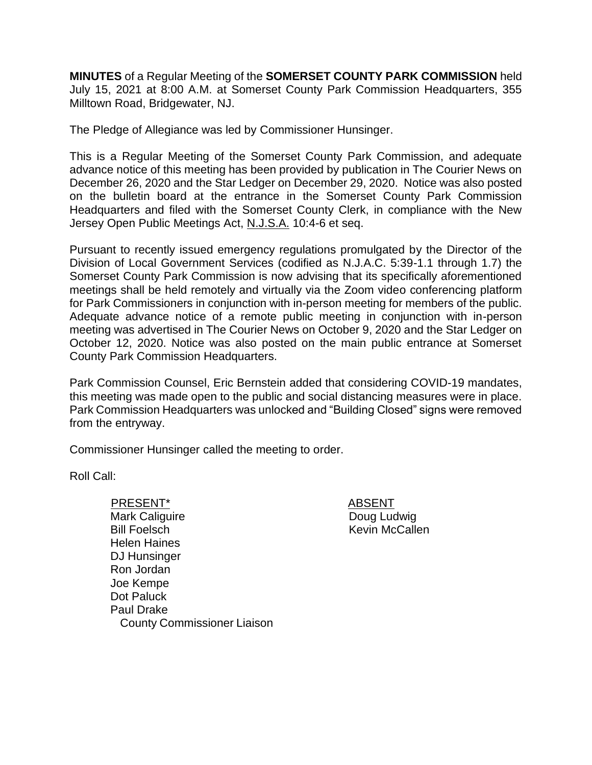**MINUTES** of a Regular Meeting of the **SOMERSET COUNTY PARK COMMISSION** held July 15, 2021 at 8:00 A.M. at Somerset County Park Commission Headquarters, 355 Milltown Road, Bridgewater, NJ.

The Pledge of Allegiance was led by Commissioner Hunsinger.

This is a Regular Meeting of the Somerset County Park Commission, and adequate advance notice of this meeting has been provided by publication in The Courier News on December 26, 2020 and the Star Ledger on December 29, 2020. Notice was also posted on the bulletin board at the entrance in the Somerset County Park Commission Headquarters and filed with the Somerset County Clerk, in compliance with the New Jersey Open Public Meetings Act, N.J.S.A. 10:4-6 et seq.

Pursuant to recently issued emergency regulations promulgated by the Director of the Division of Local Government Services (codified as N.J.A.C. 5:39-1.1 through 1.7) the Somerset County Park Commission is now advising that its specifically aforementioned meetings shall be held remotely and virtually via the Zoom video conferencing platform for Park Commissioners in conjunction with in-person meeting for members of the public. Adequate advance notice of a remote public meeting in conjunction with in-person meeting was advertised in The Courier News on October 9, 2020 and the Star Ledger on October 12, 2020. Notice was also posted on the main public entrance at Somerset County Park Commission Headquarters.

Park Commission Counsel, Eric Bernstein added that considering COVID-19 mandates, this meeting was made open to the public and social distancing measures were in place. Park Commission Headquarters was unlocked and "Building Closed" signs were removed from the entryway.

Commissioner Hunsinger called the meeting to order.

Roll Call:

| PRESENT* | ABSENT |
|---|---|
| Mark Caliguire | Doug Ludwig |
| Bill Foelsch | Kevin McCallen |
| Helen Haines | |
| DJ Hunsinger | |
| Ron Jordan | |
| Joe Kempe | |
| Dot Paluck | |
| Paul Drake<br>County Commissioner Liaison | |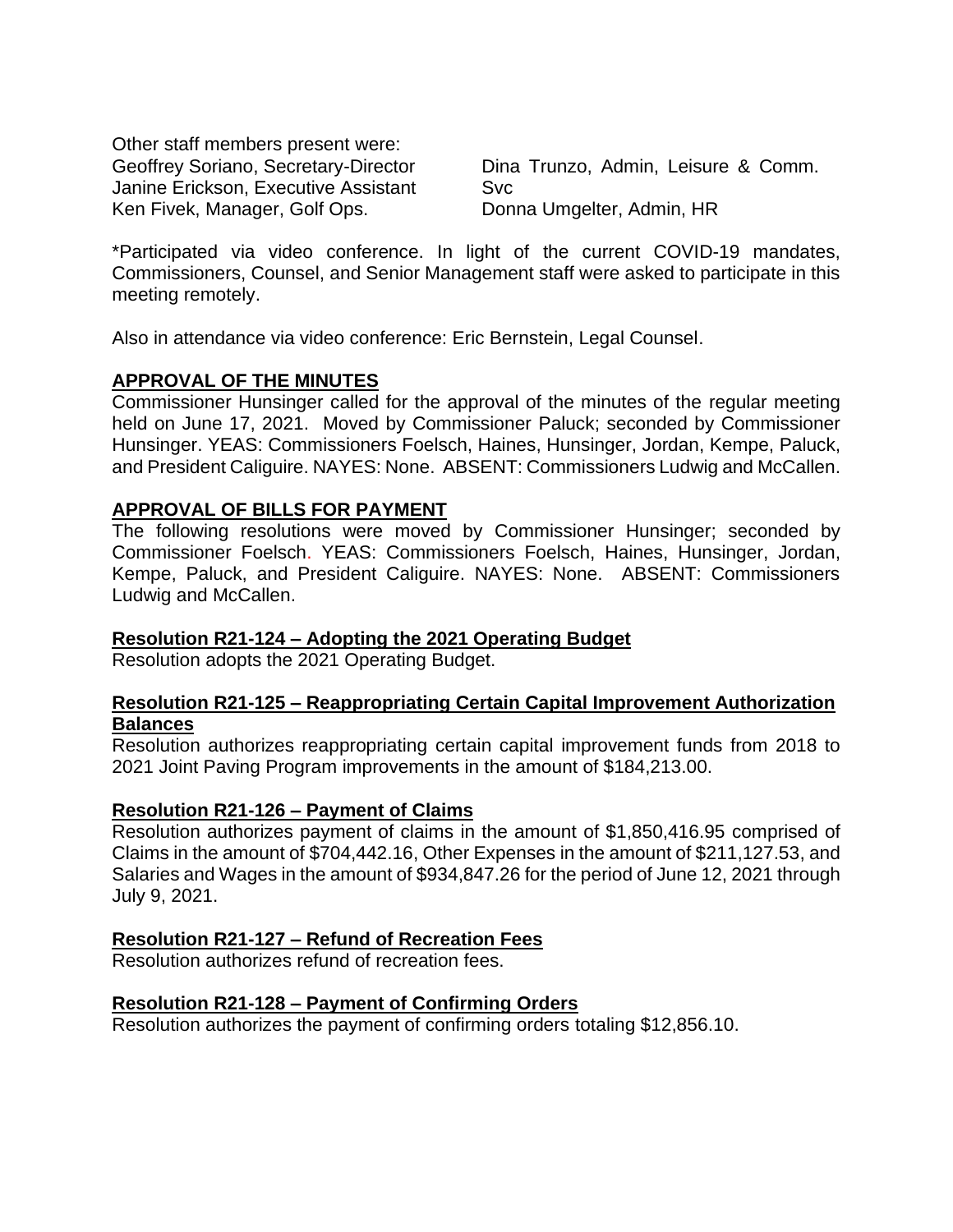Other staff members present were:

Geoffrey Soriano, Secretary-Director
Janine Erickson, Executive Assistant
Ken Fivek, Manager, Golf Ops.
Dina Trunzo, Admin, Leisure & Comm. Svc
Donna Umgelter, Admin, HR

*Participated via video conference. In light of the current COVID-19 mandates, Commissioners, Counsel, and Senior Management staff were asked to participate in this meeting remotely.

Also in attendance via video conference: Eric Bernstein, Legal Counsel.

**APPROVAL OF THE MINUTES**

Commissioner Hunsinger called for the approval of the minutes of the regular meeting held on June 17, 2021. Moved by Commissioner Paluck; seconded by Commissioner Hunsinger. YEAS: Commissioners Foelsch, Haines, Hunsinger, Jordan, Kempe, Paluck, and President Caliguire. NAYES: None. ABSENT: Commissioners Ludwig and McCallen.

**APPROVAL OF BILLS FOR PAYMENT**

The following resolutions were moved by Commissioner Hunsinger; seconded by Commissioner Foelsch. YEAS: Commissioners Foelsch, Haines, Hunsinger, Jordan, Kempe, Paluck, and President Caliguire. NAYES: None. ABSENT: Commissioners Ludwig and McCallen.

**Resolution R21-124 – Adopting the 2021 Operating Budget**

Resolution adopts the 2021 Operating Budget.

**Resolution R21-125 – Reappropriating Certain Capital Improvement Authorization Balances**

Resolution authorizes reappropriating certain capital improvement funds from 2018 to 2021 Joint Paving Program improvements in the amount of $184,213.00.

**Resolution R21-126 – Payment of Claims**

Resolution authorizes payment of claims in the amount of $1,850,416.95 comprised of Claims in the amount of $704,442.16, Other Expenses in the amount of $211,127.53, and Salaries and Wages in the amount of $934,847.26 for the period of June 12, 2021 through July 9, 2021.

**Resolution R21-127 – Refund of Recreation Fees**

Resolution authorizes refund of recreation fees.

**Resolution R21-128 – Payment of Confirming Orders**

Resolution authorizes the payment of confirming orders totaling $12,856.10.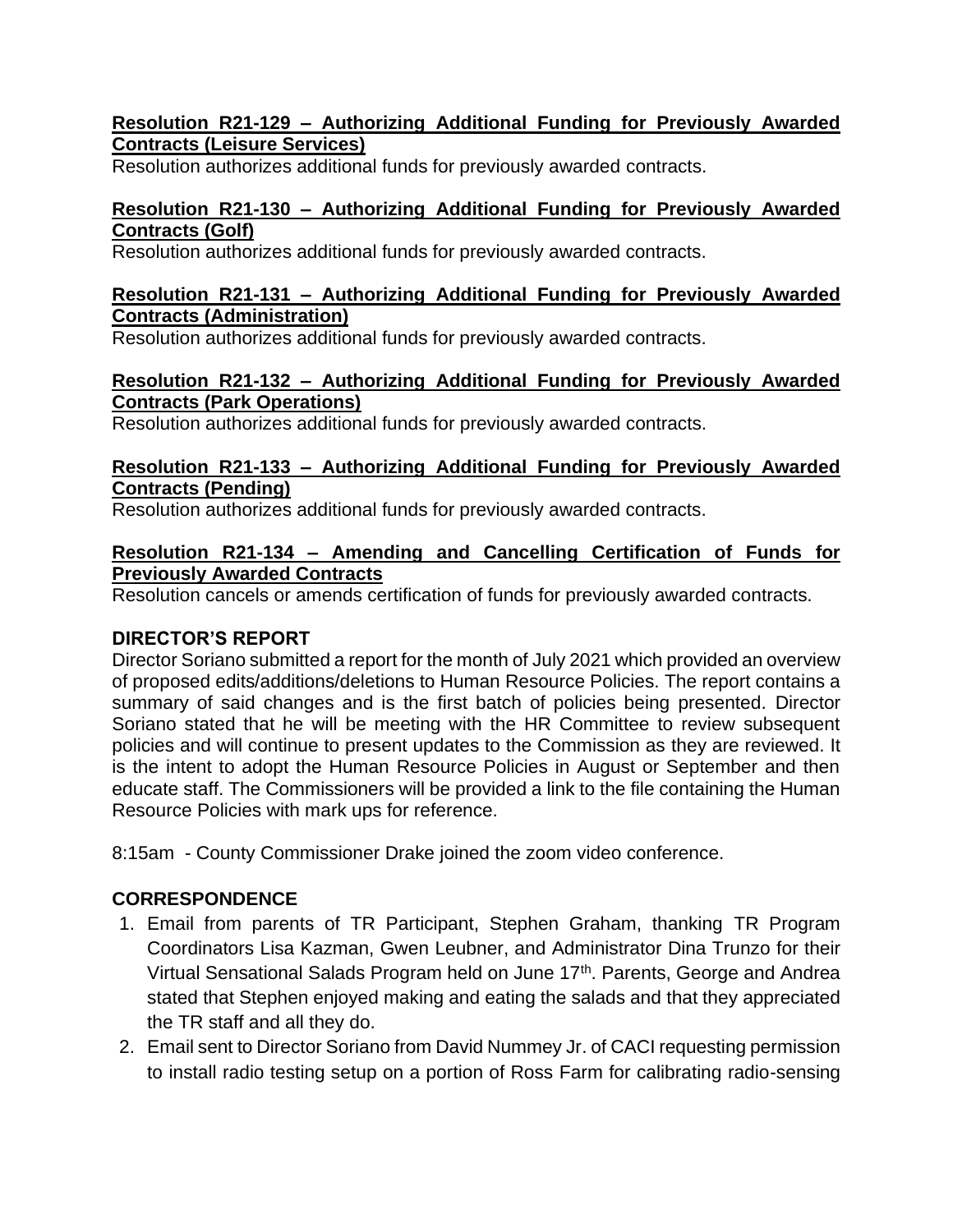**Resolution R21-129 – Authorizing Additional Funding for Previously Awarded Contracts (Leisure Services)**

Resolution authorizes additional funds for previously awarded contracts.

**Resolution R21-130 – Authorizing Additional Funding for Previously Awarded Contracts (Golf)**

Resolution authorizes additional funds for previously awarded contracts.

**Resolution R21-131 – Authorizing Additional Funding for Previously Awarded Contracts (Administration)**

Resolution authorizes additional funds for previously awarded contracts.

**Resolution R21-132 – Authorizing Additional Funding for Previously Awarded Contracts (Park Operations)**

Resolution authorizes additional funds for previously awarded contracts.

**Resolution R21-133 – Authorizing Additional Funding for Previously Awarded Contracts (Pending)**

Resolution authorizes additional funds for previously awarded contracts.

**Resolution R21-134 – Amending and Cancelling Certification of Funds for Previously Awarded Contracts**

Resolution cancels or amends certification of funds for previously awarded contracts.

## DIRECTOR'S REPORT

Director Soriano submitted a report for the month of July 2021 which provided an overview of proposed edits/additions/deletions to Human Resource Policies. The report contains a summary of said changes and is the first batch of policies being presented. Director Soriano stated that he will be meeting with the HR Committee to review subsequent policies and will continue to present updates to the Commission as they are reviewed. It is the intent to adopt the Human Resource Policies in August or September and then educate staff. The Commissioners will be provided a link to the file containing the Human Resource Policies with mark ups for reference.

8:15am - County Commissioner Drake joined the zoom video conference.

## CORRESPONDENCE

1. Email from parents of TR Participant, Stephen Graham, thanking TR Program Coordinators Lisa Kazman, Gwen Leubner, and Administrator Dina Trunzo for their Virtual Sensational Salads Program held on June 17th. Parents, George and Andrea stated that Stephen enjoyed making and eating the salads and that they appreciated the TR staff and all they do.
2. Email sent to Director Soriano from David Nummey Jr. of CACI requesting permission to install radio testing setup on a portion of Ross Farm for calibrating radio-sensing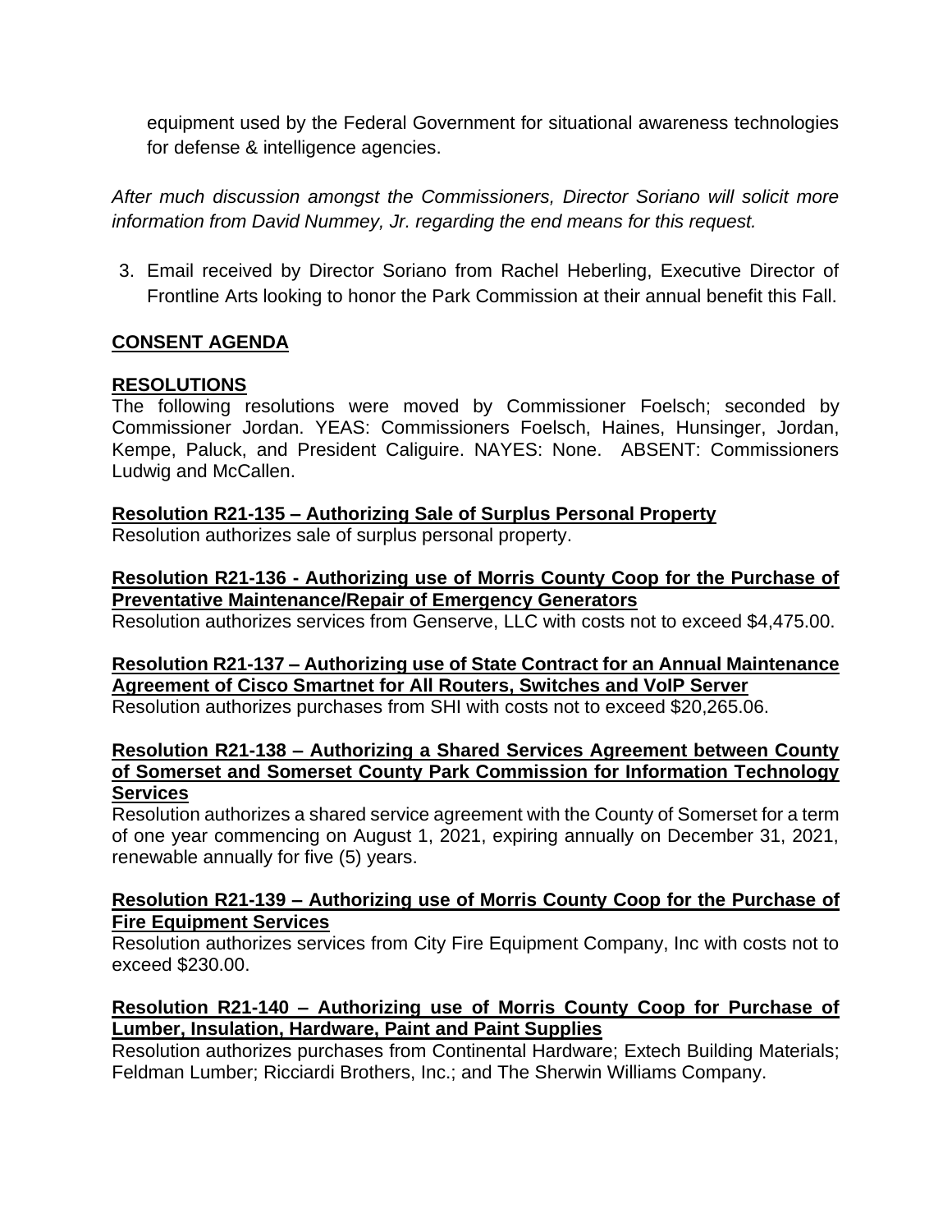equipment used by the Federal Government for situational awareness technologies for defense & intelligence agencies.

*After much discussion amongst the Commissioners, Director Soriano will solicit more information from David Nummey, Jr. regarding the end means for this request.*

3. Email received by Director Soriano from Rachel Heberling, Executive Director of Frontline Arts looking to honor the Park Commission at their annual benefit this Fall.

## CONSENT AGENDA

## RESOLUTIONS

The following resolutions were moved by Commissioner Foelsch; seconded by Commissioner Jordan. YEAS: Commissioners Foelsch, Haines, Hunsinger, Jordan, Kempe, Paluck, and President Caliguire. NAYES: None. ABSENT: Commissioners Ludwig and McCallen.

**Resolution R21-135 – Authorizing Sale of Surplus Personal Property**
Resolution authorizes sale of surplus personal property.

**Resolution R21-136 - Authorizing use of Morris County Coop for the Purchase of Preventative Maintenance/Repair of Emergency Generators**
Resolution authorizes services from Genserve, LLC with costs not to exceed $4,475.00.

**Resolution R21-137 – Authorizing use of State Contract for an Annual Maintenance Agreement of Cisco Smartnet for All Routers, Switches and VoIP Server**
Resolution authorizes purchases from SHI with costs not to exceed $20,265.06.

**Resolution R21-138 – Authorizing a Shared Services Agreement between County of Somerset and Somerset County Park Commission for Information Technology Services**
Resolution authorizes a shared service agreement with the County of Somerset for a term of one year commencing on August 1, 2021, expiring annually on December 31, 2021, renewable annually for five (5) years.

**Resolution R21-139 – Authorizing use of Morris County Coop for the Purchase of Fire Equipment Services**
Resolution authorizes services from City Fire Equipment Company, Inc with costs not to exceed $230.00.

**Resolution R21-140 – Authorizing use of Morris County Coop for Purchase of Lumber, Insulation, Hardware, Paint and Paint Supplies**
Resolution authorizes purchases from Continental Hardware; Extech Building Materials; Feldman Lumber; Ricciardi Brothers, Inc.; and The Sherwin Williams Company.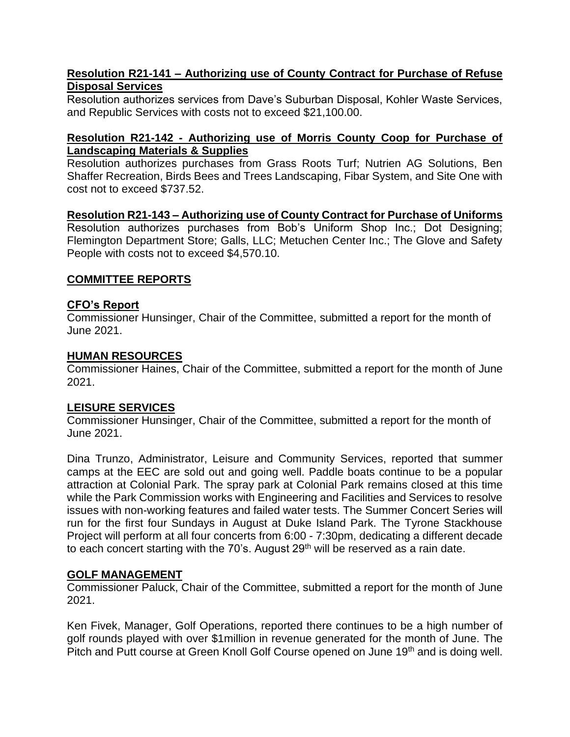**Resolution R21-141 – Authorizing use of County Contract for Purchase of Refuse Disposal Services**

Resolution authorizes services from Dave's Suburban Disposal, Kohler Waste Services, and Republic Services with costs not to exceed $21,100.00.

**Resolution R21-142 - Authorizing use of Morris County Coop for Purchase of Landscaping Materials & Supplies**

Resolution authorizes purchases from Grass Roots Turf; Nutrien AG Solutions, Ben Shaffer Recreation, Birds Bees and Trees Landscaping, Fibar System, and Site One with cost not to exceed $737.52.

**Resolution R21-143 – Authorizing use of County Contract for Purchase of Uniforms**

Resolution authorizes purchases from Bob's Uniform Shop Inc.; Dot Designing; Flemington Department Store; Galls, LLC; Metuchen Center Inc.; The Glove and Safety People with costs not to exceed $4,570.10.

## COMMITTEE REPORTS

### CFO's Report

Commissioner Hunsinger, Chair of the Committee, submitted a report for the month of June 2021.

### HUMAN RESOURCES

Commissioner Haines, Chair of the Committee, submitted a report for the month of June 2021.

### LEISURE SERVICES

Commissioner Hunsinger, Chair of the Committee, submitted a report for the month of June 2021.

Dina Trunzo, Administrator, Leisure and Community Services, reported that summer camps at the EEC are sold out and going well. Paddle boats continue to be a popular attraction at Colonial Park. The spray park at Colonial Park remains closed at this time while the Park Commission works with Engineering and Facilities and Services to resolve issues with non-working features and failed water tests. The Summer Concert Series will run for the first four Sundays in August at Duke Island Park. The Tyrone Stackhouse Project will perform at all four concerts from 6:00 - 7:30pm, dedicating a different decade to each concert starting with the 70's. August 29th will be reserved as a rain date.

### GOLF MANAGEMENT

Commissioner Paluck, Chair of the Committee, submitted a report for the month of June 2021.

Ken Fivek, Manager, Golf Operations, reported there continues to be a high number of golf rounds played with over $1million in revenue generated for the month of June. The Pitch and Putt course at Green Knoll Golf Course opened on June 19th and is doing well.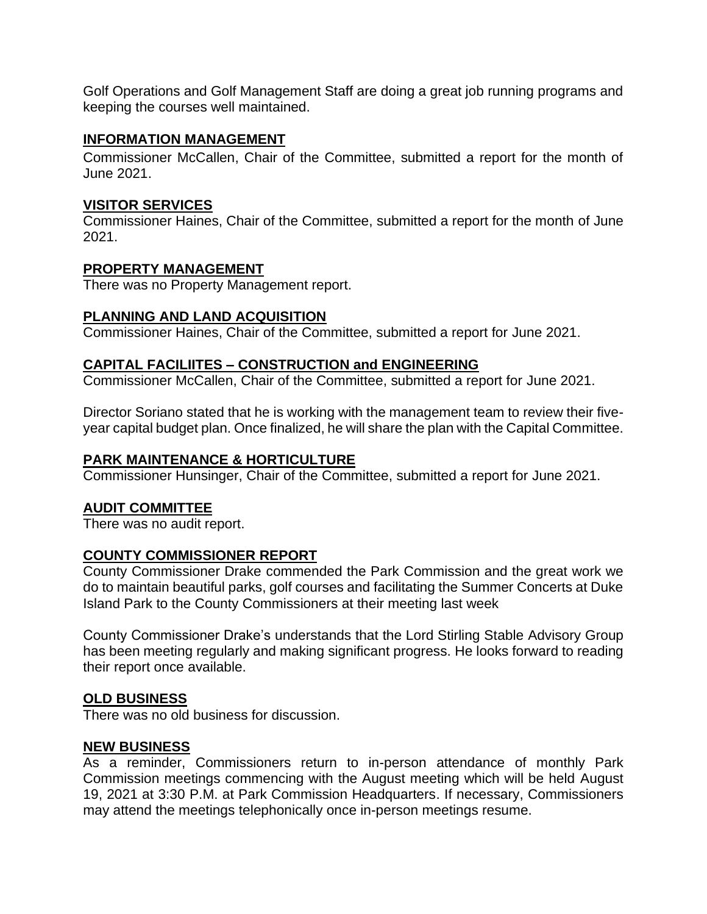Golf Operations and Golf Management Staff are doing a great job running programs and keeping the courses well maintained.

## INFORMATION MANAGEMENT

Commissioner McCallen, Chair of the Committee, submitted a report for the month of June 2021.

## VISITOR SERVICES

Commissioner Haines, Chair of the Committee, submitted a report for the month of June 2021.

## PROPERTY MANAGEMENT

There was no Property Management report.

## PLANNING AND LAND ACQUISITION

Commissioner Haines, Chair of the Committee, submitted a report for June 2021.

## CAPITAL FACILIITES – CONSTRUCTION and ENGINEERING

Commissioner McCallen, Chair of the Committee, submitted a report for June 2021.

Director Soriano stated that he is working with the management team to review their five-year capital budget plan. Once finalized, he will share the plan with the Capital Committee.

## PARK MAINTENANCE & HORTICULTURE

Commissioner Hunsinger, Chair of the Committee, submitted a report for June 2021.

## AUDIT COMMITTEE

There was no audit report.

## COUNTY COMMISSIONER REPORT

County Commissioner Drake commended the Park Commission and the great work we do to maintain beautiful parks, golf courses and facilitating the Summer Concerts at Duke Island Park to the County Commissioners at their meeting last week

County Commissioner Drake's understands that the Lord Stirling Stable Advisory Group has been meeting regularly and making significant progress. He looks forward to reading their report once available.

## OLD BUSINESS

There was no old business for discussion.

## NEW BUSINESS

As a reminder, Commissioners return to in-person attendance of monthly Park Commission meetings commencing with the August meeting which will be held August 19, 2021 at 3:30 P.M. at Park Commission Headquarters. If necessary, Commissioners may attend the meetings telephonically once in-person meetings resume.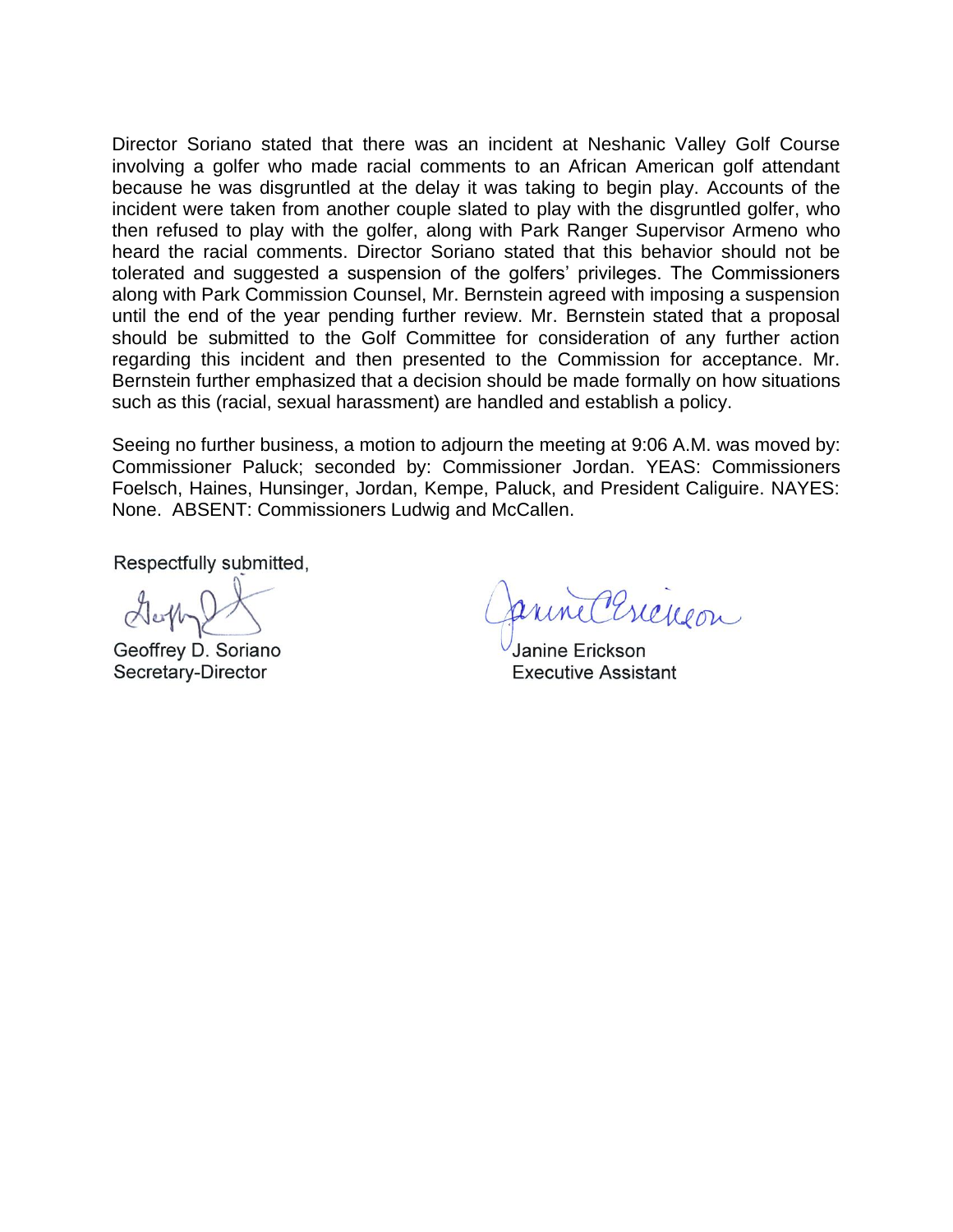Director Soriano stated that there was an incident at Neshanic Valley Golf Course involving a golfer who made racial comments to an African American golf attendant because he was disgruntled at the delay it was taking to begin play. Accounts of the incident were taken from another couple slated to play with the disgruntled golfer, who then refused to play with the golfer, along with Park Ranger Supervisor Armeno who heard the racial comments. Director Soriano stated that this behavior should not be tolerated and suggested a suspension of the golfers' privileges. The Commissioners along with Park Commission Counsel, Mr. Bernstein agreed with imposing a suspension until the end of the year pending further review. Mr. Bernstein stated that a proposal should be submitted to the Golf Committee for consideration of any further action regarding this incident and then presented to the Commission for acceptance. Mr. Bernstein further emphasized that a decision should be made formally on how situations such as this (racial, sexual harassment) are handled and establish a policy.

Seeing no further business, a motion to adjourn the meeting at 9:06 A.M. was moved by: Commissioner Paluck; seconded by: Commissioner Jordan. YEAS: Commissioners Foelsch, Haines, Hunsinger, Jordan, Kempe, Paluck, and President Caliguire. NAYES: None. ABSENT: Commissioners Ludwig and McCallen.

Respectfully submitted,

Geoffrey D. Soriano
Secretary-Director

Janine Erickson
Executive Assistant